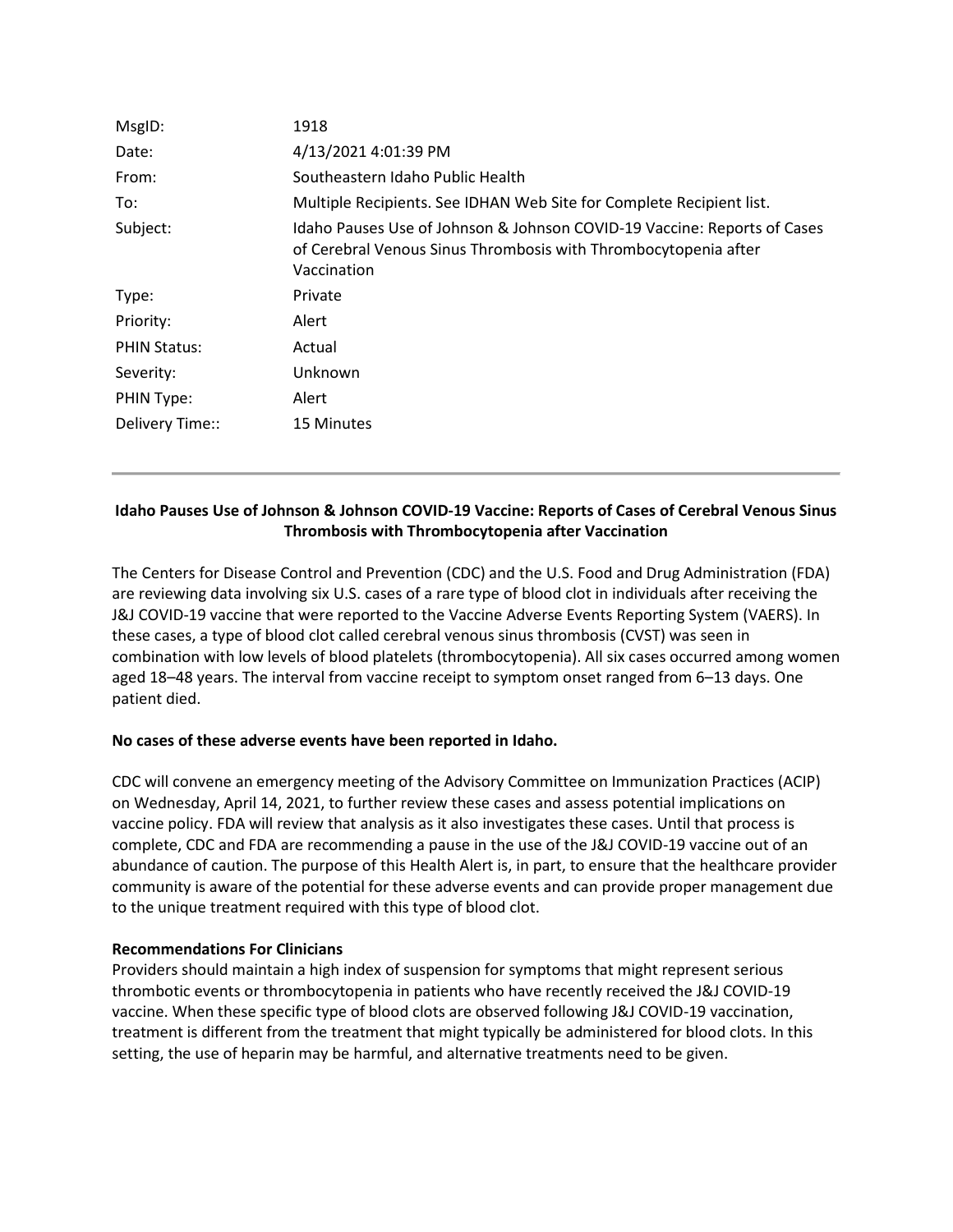| MsgID: | 1918 |
|---|---|
| Date: | 4/13/2021 4:01:39 PM |
| From: | Southeastern Idaho Public Health |
| To: | Multiple Recipients. See IDHAN Web Site for Complete Recipient list. |
| Subject: | Idaho Pauses Use of Johnson & Johnson COVID-19 Vaccine: Reports of Cases of Cerebral Venous Sinus Thrombosis with Thrombocytopenia after Vaccination |
| Type: | Private |
| Priority: | Alert |
| PHIN Status: | Actual |
| Severity: | Unknown |
| PHIN Type: | Alert |
| Delivery Time:: | 15 Minutes |

---

**Idaho Pauses Use of Johnson & Johnson COVID-19 Vaccine: Reports of Cases of Cerebral Venous Sinus Thrombosis with Thrombocytopenia after Vaccination**

The Centers for Disease Control and Prevention (CDC) and the U.S. Food and Drug Administration (FDA) are reviewing data involving six U.S. cases of a rare type of blood clot in individuals after receiving the J&J COVID-19 vaccine that were reported to the Vaccine Adverse Events Reporting System (VAERS). In these cases, a type of blood clot called cerebral venous sinus thrombosis (CVST) was seen in combination with low levels of blood platelets (thrombocytopenia). All six cases occurred among women aged 18–48 years. The interval from vaccine receipt to symptom onset ranged from 6–13 days. One patient died.

**No cases of these adverse events have been reported in Idaho.**

CDC will convene an emergency meeting of the Advisory Committee on Immunization Practices (ACIP) on Wednesday, April 14, 2021, to further review these cases and assess potential implications on vaccine policy. FDA will review that analysis as it also investigates these cases. Until that process is complete, CDC and FDA are recommending a pause in the use of the J&J COVID-19 vaccine out of an abundance of caution. The purpose of this Health Alert is, in part, to ensure that the healthcare provider community is aware of the potential for these adverse events and can provide proper management due to the unique treatment required with this type of blood clot.

**Recommendations For Clinicians**

Providers should maintain a high index of suspension for symptoms that might represent serious thrombotic events or thrombocytopenia in patients who have recently received the J&J COVID-19 vaccine. When these specific type of blood clots are observed following J&J COVID-19 vaccination, treatment is different from the treatment that might typically be administered for blood clots. In this setting, the use of heparin may be harmful, and alternative treatments need to be given.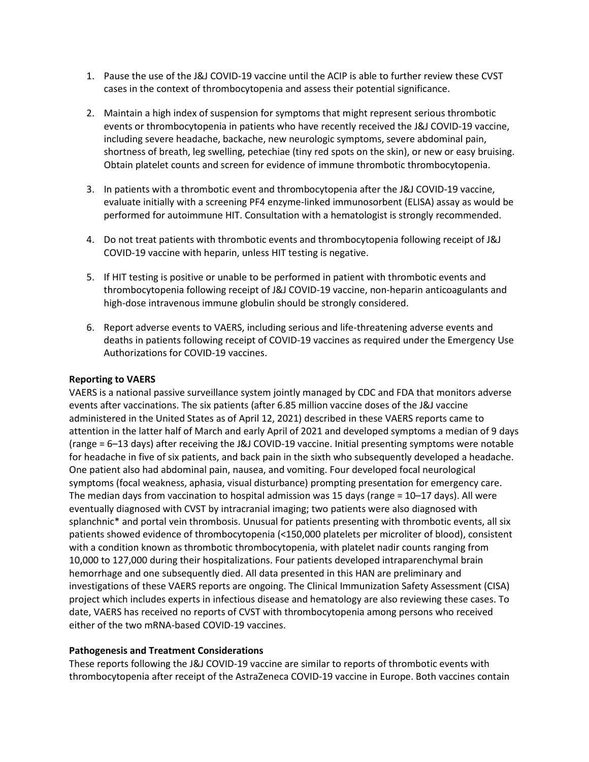1. Pause the use of the J&J COVID-19 vaccine until the ACIP is able to further review these CVST cases in the context of thrombocytopenia and assess their potential significance.

2. Maintain a high index of suspension for symptoms that might represent serious thrombotic events or thrombocytopenia in patients who have recently received the J&J COVID-19 vaccine, including severe headache, backache, new neurologic symptoms, severe abdominal pain, shortness of breath, leg swelling, petechiae (tiny red spots on the skin), or new or easy bruising. Obtain platelet counts and screen for evidence of immune thrombotic thrombocytopenia.

3. In patients with a thrombotic event and thrombocytopenia after the J&J COVID-19 vaccine, evaluate initially with a screening PF4 enzyme-linked immunosorbent (ELISA) assay as would be performed for autoimmune HIT. Consultation with a hematologist is strongly recommended.

4. Do not treat patients with thrombotic events and thrombocytopenia following receipt of J&J COVID-19 vaccine with heparin, unless HIT testing is negative.

5. If HIT testing is positive or unable to be performed in patient with thrombotic events and thrombocytopenia following receipt of J&J COVID-19 vaccine, non-heparin anticoagulants and high-dose intravenous immune globulin should be strongly considered.

6. Report adverse events to VAERS, including serious and life-threatening adverse events and deaths in patients following receipt of COVID-19 vaccines as required under the Emergency Use Authorizations for COVID-19 vaccines.

**Reporting to VAERS**

VAERS is a national passive surveillance system jointly managed by CDC and FDA that monitors adverse events after vaccinations. The six patients (after 6.85 million vaccine doses of the J&J vaccine administered in the United States as of April 12, 2021) described in these VAERS reports came to attention in the latter half of March and early April of 2021 and developed symptoms a median of 9 days (range = 6–13 days) after receiving the J&J COVID-19 vaccine. Initial presenting symptoms were notable for headache in five of six patients, and back pain in the sixth who subsequently developed a headache. One patient also had abdominal pain, nausea, and vomiting. Four developed focal neurological symptoms (focal weakness, aphasia, visual disturbance) prompting presentation for emergency care. The median days from vaccination to hospital admission was 15 days (range = 10–17 days). All were eventually diagnosed with CVST by intracranial imaging; two patients were also diagnosed with splanchnic* and portal vein thrombosis. Unusual for patients presenting with thrombotic events, all six patients showed evidence of thrombocytopenia (<150,000 platelets per microliter of blood), consistent with a condition known as thrombotic thrombocytopenia, with platelet nadir counts ranging from 10,000 to 127,000 during their hospitalizations. Four patients developed intraparenchymal brain hemorrhage and one subsequently died. All data presented in this HAN are preliminary and investigations of these VAERS reports are ongoing. The Clinical Immunization Safety Assessment (CISA) project which includes experts in infectious disease and hematology are also reviewing these cases. To date, VAERS has received no reports of CVST with thrombocytopenia among persons who received either of the two mRNA-based COVID-19 vaccines.

**Pathogenesis and Treatment Considerations**

These reports following the J&J COVID-19 vaccine are similar to reports of thrombotic events with thrombocytopenia after receipt of the AstraZeneca COVID-19 vaccine in Europe. Both vaccines contain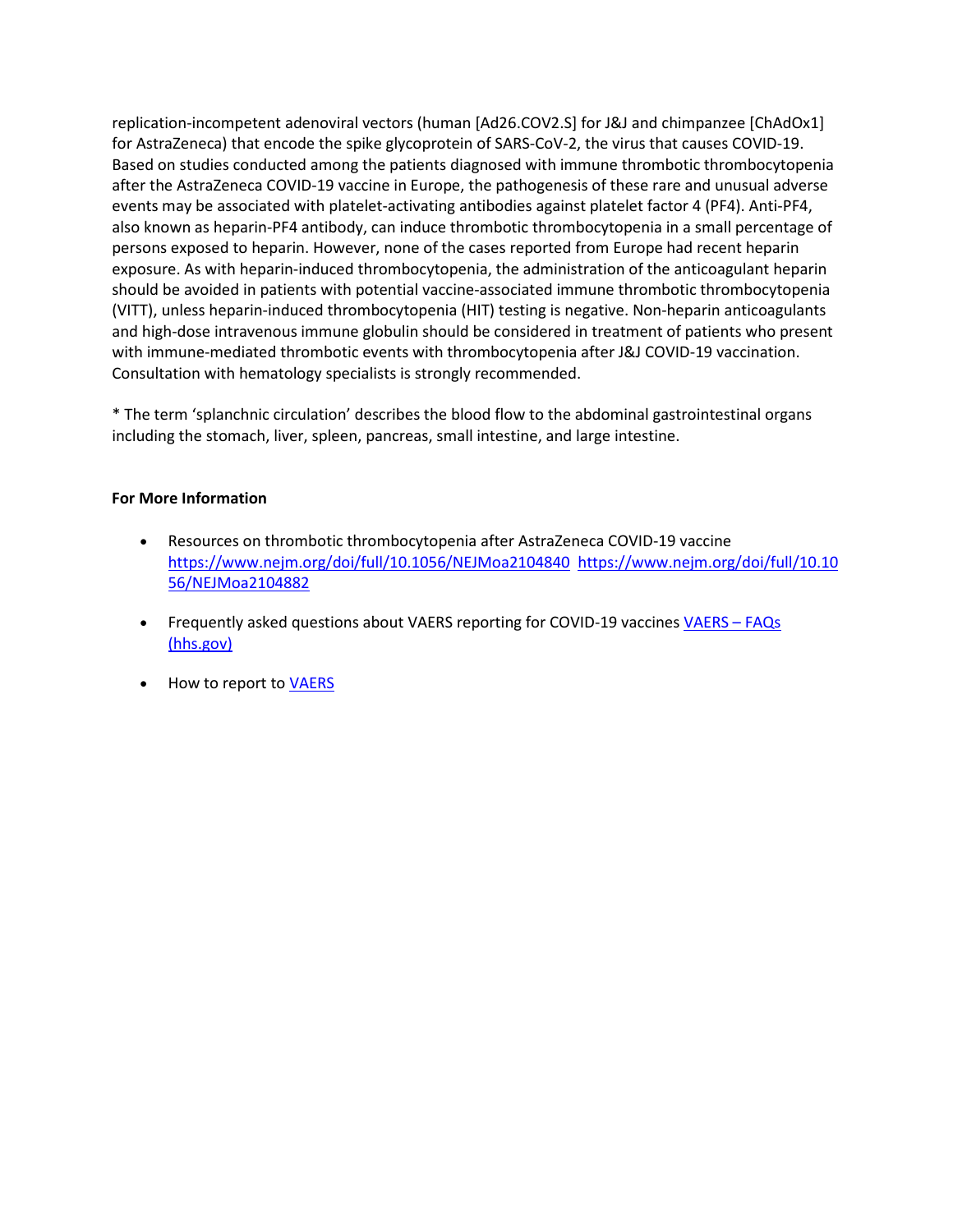replication-incompetent adenoviral vectors (human [Ad26.COV2.S] for J&J and chimpanzee [ChAdOx1] for AstraZeneca) that encode the spike glycoprotein of SARS-CoV-2, the virus that causes COVID-19. Based on studies conducted among the patients diagnosed with immune thrombotic thrombocytopenia after the AstraZeneca COVID-19 vaccine in Europe, the pathogenesis of these rare and unusual adverse events may be associated with platelet-activating antibodies against platelet factor 4 (PF4). Anti-PF4, also known as heparin-PF4 antibody, can induce thrombotic thrombocytopenia in a small percentage of persons exposed to heparin. However, none of the cases reported from Europe had recent heparin exposure. As with heparin-induced thrombocytopenia, the administration of the anticoagulant heparin should be avoided in patients with potential vaccine-associated immune thrombotic thrombocytopenia (VITT), unless heparin-induced thrombocytopenia (HIT) testing is negative. Non-heparin anticoagulants and high-dose intravenous immune globulin should be considered in treatment of patients who present with immune-mediated thrombotic events with thrombocytopenia after J&J COVID-19 vaccination. Consultation with hematology specialists is strongly recommended.

* The term 'splanchnic circulation' describes the blood flow to the abdominal gastrointestinal organs including the stomach, liver, spleen, pancreas, small intestine, and large intestine.

**For More Information**

- Resources on thrombotic thrombocytopenia after AstraZeneca COVID-19 vaccine https://www.nejm.org/doi/full/10.1056/NEJMoa2104840 https://www.nejm.org/doi/full/10.1056/NEJMoa2104882
- Frequently asked questions about VAERS reporting for COVID-19 vaccines VAERS – FAQs (hhs.gov)
- How to report to VAERS